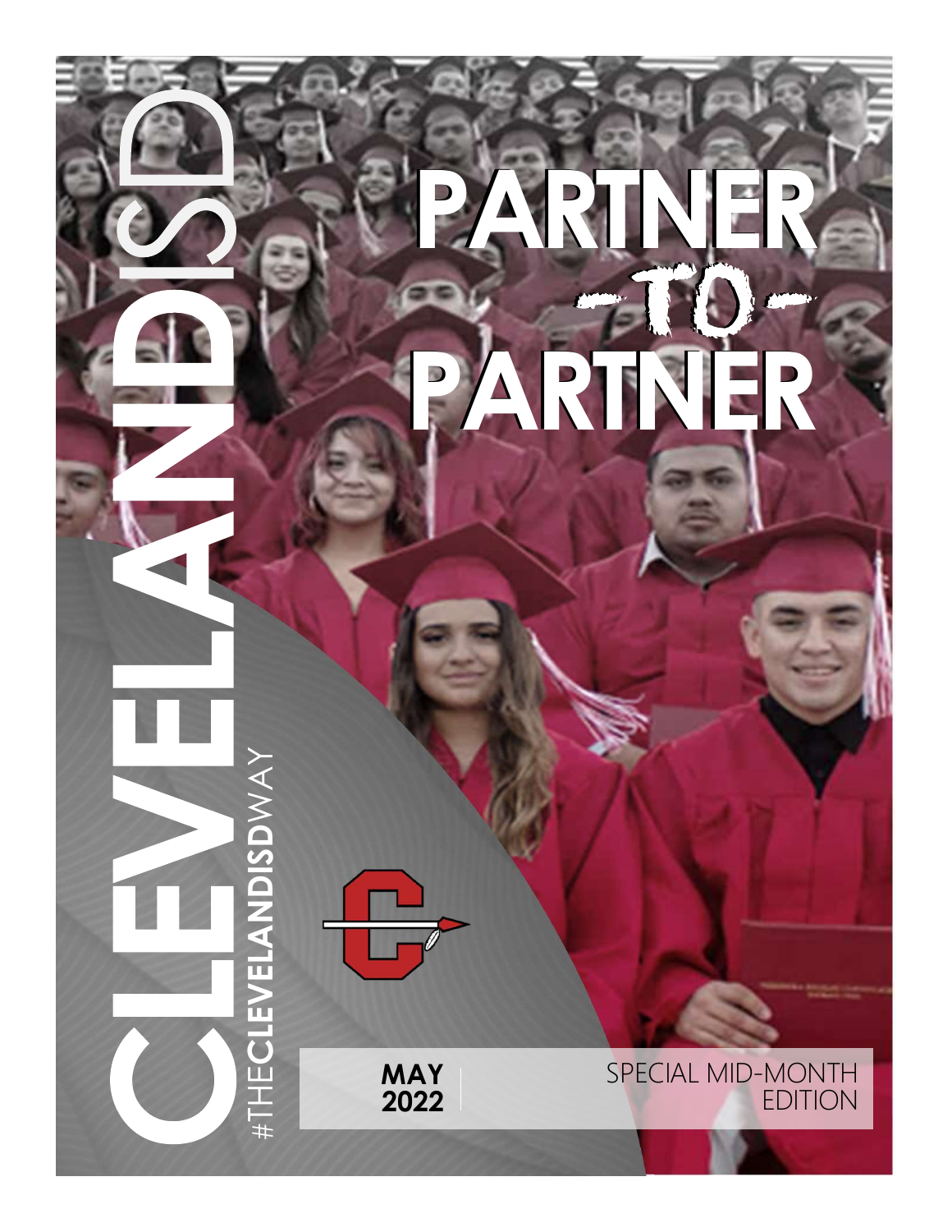# PARTNER -TO- PARTNER

CLEVELANDISD

#THECLEVELANDISDWAY

**MAY 2022**

SPECIAL MID-MONTH EDITION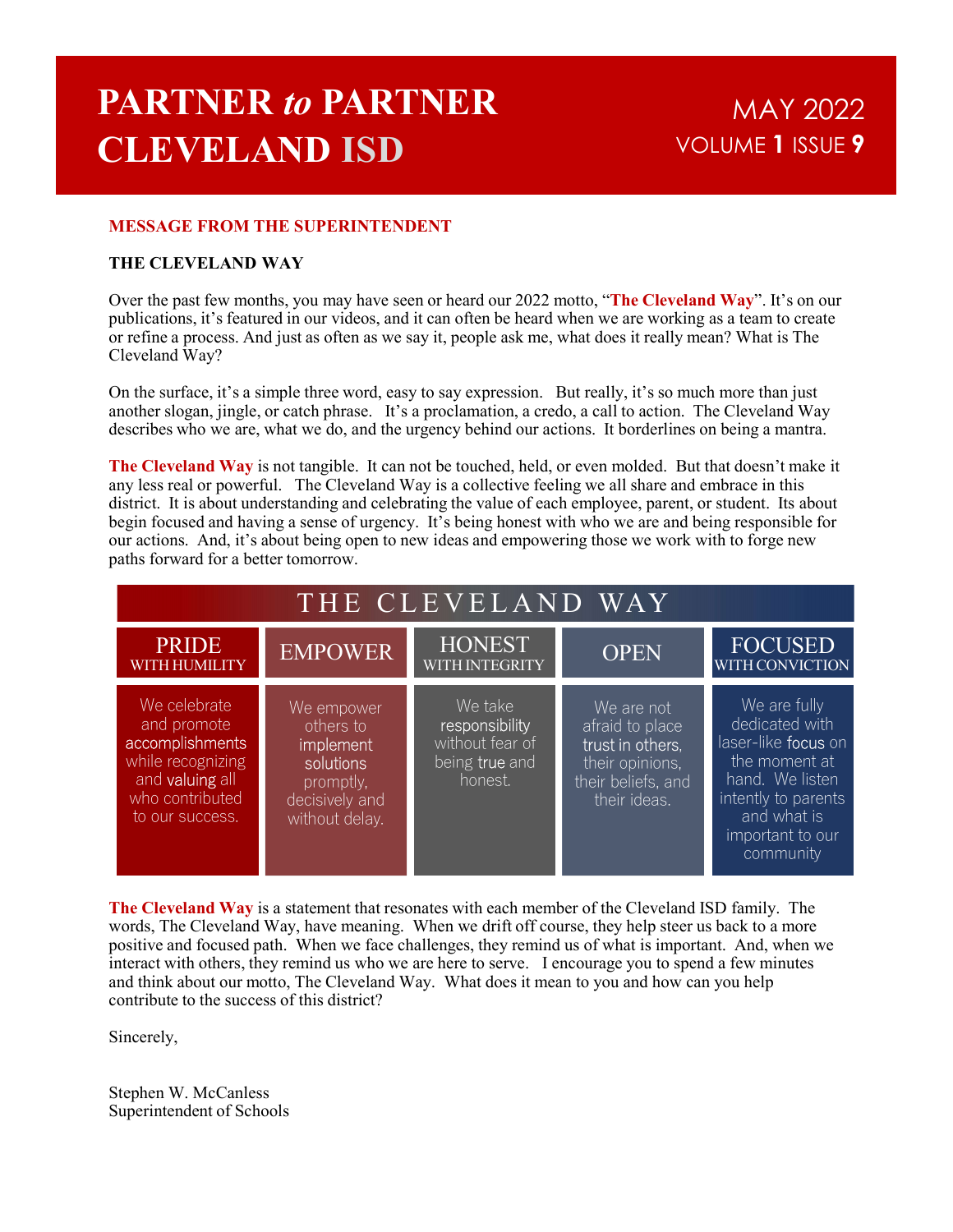# PARTNER *to* PARTNER CLEVELAND ISD

MAY 2022
VOLUME **1** ISSUE **9**

## MESSAGE FROM THE SUPERINTENDENT

### THE CLEVELAND WAY

Over the past few months, you may have seen or heard our 2022 motto, "**The Cleveland Way**". It's on our publications, it's featured in our videos, and it can often be heard when we are working as a team to create or refine a process. And just as often as we say it, people ask me, what does it really mean? What is The Cleveland Way?

On the surface, it's a simple three word, easy to say expression. But really, it's so much more than just another slogan, jingle, or catch phrase. It's a proclamation, a credo, a call to action. The Cleveland Way describes who we are, what we do, and the urgency behind our actions. It borderlines on being a mantra.

**The Cleveland Way** is not tangible. It can not be touched, held, or even molded. But that doesn't make it any less real or powerful. The Cleveland Way is a collective feeling we all share and embrace in this district. It is about understanding and celebrating the value of each employee, parent, or student. Its about begin focused and having a sense of urgency. It's being honest with who we are and being responsible for our actions. And, it's about being open to new ideas and empowering those we work with to forge new paths forward for a better tomorrow.

| THE CLEVELAND WAY | | | | |
|---|---|---|---|---|
| PRIDE WITH HUMILITY | EMPOWER | HONEST WITH INTEGRITY | OPEN | FOCUSED WITH CONVICTION |
| We celebrate and promote accomplishments while recognizing and valuing all who contributed to our success. | We empower others to implement solutions promptly, decisively and without delay. | We take responsibility without fear of being true and honest. | We are not afraid to place trust in others, their opinions, their beliefs, and their ideas. | We are fully dedicated with laser-like focus on the moment at hand. We listen intently to parents and what is important to our community |

**The Cleveland Way** is a statement that resonates with each member of the Cleveland ISD family. The words, The Cleveland Way, have meaning. When we drift off course, they help steer us back to a more positive and focused path. When we face challenges, they remind us of what is important. And, when we interact with others, they remind us who we are here to serve. I encourage you to spend a few minutes and think about our motto, The Cleveland Way. What does it mean to you and how can you help contribute to the success of this district?

Sincerely,

Stephen W. McCanless
Superintendent of Schools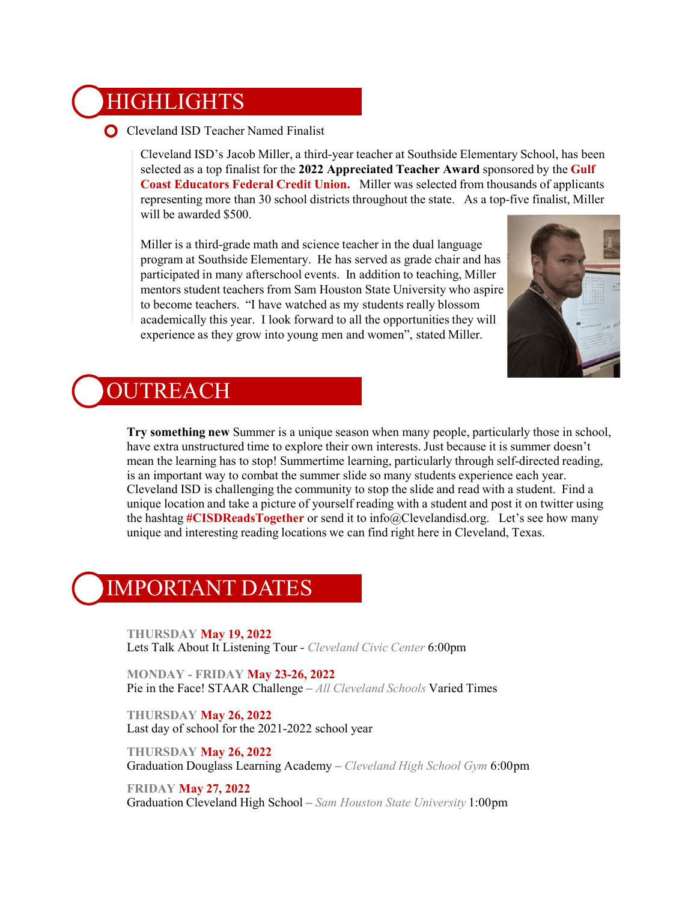# HIGHLIGHTS

### Cleveland ISD Teacher Named Finalist

Cleveland ISD's Jacob Miller, a third-year teacher at Southside Elementary School, has been selected as a top finalist for the **2022 Appreciated Teacher Award** sponsored by the **Gulf Coast Educators Federal Credit Union.** Miller was selected from thousands of applicants representing more than 30 school districts throughout the state. As a top-five finalist, Miller will be awarded $500.

Miller is a third-grade math and science teacher in the dual language program at Southside Elementary. He has served as grade chair and has participated in many afterschool events. In addition to teaching, Miller mentors student teachers from Sam Houston State University who aspire to become teachers. "I have watched as my students really blossom academically this year. I look forward to all the opportunities they will experience as they grow into young men and women", stated Miller.

# OUTREACH

**Try something new** Summer is a unique season when many people, particularly those in school, have extra unstructured time to explore their own interests. Just because it is summer doesn't mean the learning has to stop! Summertime learning, particularly through self-directed reading, is an important way to combat the summer slide so many students experience each year. Cleveland ISD is challenging the community to stop the slide and read with a student. Find a unique location and take a picture of yourself reading with a student and post it on twitter using the hashtag **#CISDReadsTogether** or send it to info@Clevelandisd.org. Let's see how many unique and interesting reading locations we can find right here in Cleveland, Texas.

# IMPORTANT DATES

**THURSDAY May 19, 2022**
Lets Talk About It Listening Tour - *Cleveland Civic Center* 6:00pm

**MONDAY - FRIDAY May 23-26, 2022**
Pie in the Face! STAAR Challenge – *All Cleveland Schools* Varied Times

**THURSDAY May 26, 2022**
Last day of school for the 2021-2022 school year

**THURSDAY May 26, 2022**
Graduation Douglass Learning Academy – *Cleveland High School Gym* 6:00pm

**FRIDAY May 27, 2022**
Graduation Cleveland High School – *Sam Houston State University* 1:00pm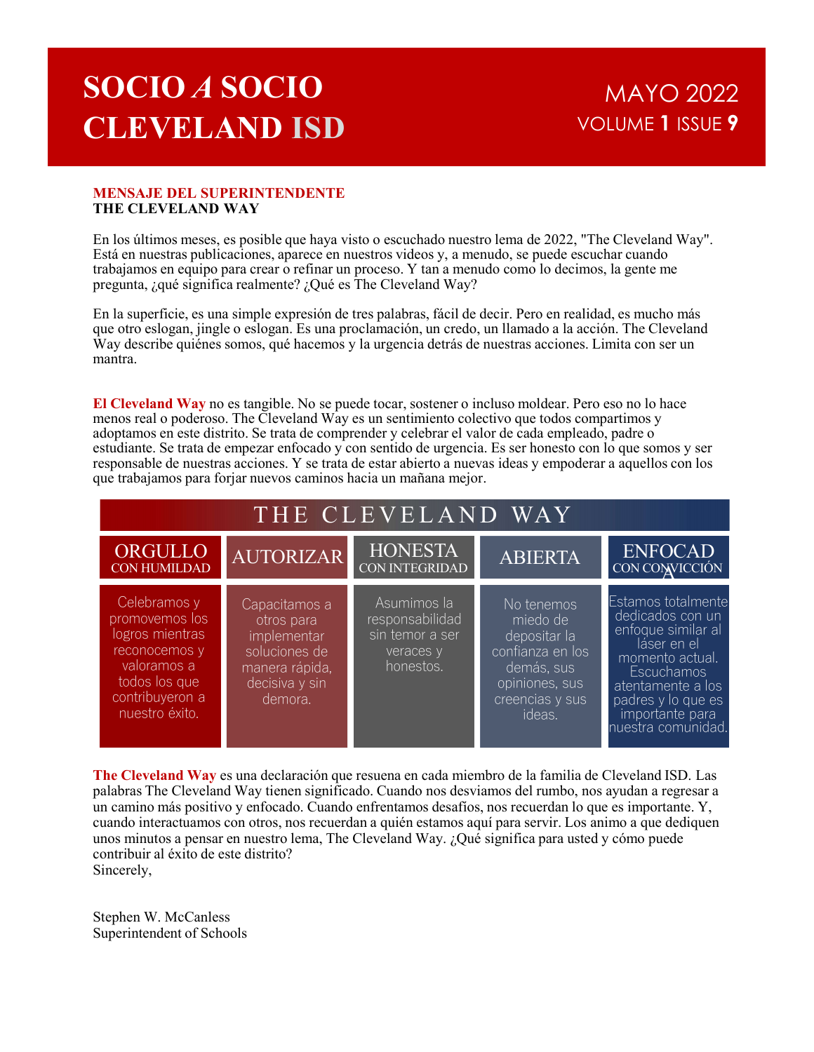# SOCIO *A* SOCIO CLEVELAND ISD

MAYO 2022
VOLUME **1** ISSUE **9**

**MENSAJE DEL SUPERINTENDENTE**
**THE CLEVELAND WAY**

En los últimos meses, es posible que haya visto o escuchado nuestro lema de 2022, "The Cleveland Way". Está en nuestras publicaciones, aparece en nuestros videos y, a menudo, se puede escuchar cuando trabajamos en equipo para crear o refinar un proceso. Y tan a menudo como lo decimos, la gente me pregunta, ¿qué significa realmente? ¿Qué es The Cleveland Way?

En la superficie, es una simple expresión de tres palabras, fácil de decir. Pero en realidad, es mucho más que otro eslogan, jingle o eslogan. Es una proclamación, un credo, un llamado a la acción. The Cleveland Way describe quiénes somos, qué hacemos y la urgencia detrás de nuestras acciones. Limita con ser un mantra.

**El Cleveland Way** no es tangible. No se puede tocar, sostener o incluso moldear. Pero eso no lo hace menos real o poderoso. The Cleveland Way es un sentimiento colectivo que todos compartimos y adoptamos en este distrito. Se trata de comprender y celebrar el valor de cada empleado, padre o estudiante. Se trata de empezar enfocado y con sentido de urgencia. Es ser honesto con lo que somos y ser responsable de nuestras acciones. Y se trata de estar abierto a nuevas ideas y empoderar a aquellos con los que trabajamos para forjar nuevos caminos hacia un mañana mejor.

| THE CLEVELAND WAY | | | | |
|---|---|---|---|---|
| ORGULLO CON HUMILDAD | AUTORIZAR | HONESTA CON INTEGRIDAD | ABIERTA | ENFOCADA CON CONVICCIÓN |
| Celebramos y promovemos los logros mientras reconocemos y valoramos a todos los que contribuyeron a nuestro éxito. | Capacitamos a otros para implementar soluciones de manera rápida, decisiva y sin demora. | Asumimos la responsabilidad sin temor a ser veraces y honestos. | No tenemos miedo de depositar la confianza en los demás, sus opiniones, sus creencias y sus ideas. | Estamos totalmente dedicados con un enfoque similar al láser en el momento actual. Escuchamos atentamente a los padres y lo que es importante para nuestra comunidad. |

**The Cleveland Way** es una declaración que resuena en cada miembro de la familia de Cleveland ISD. Las palabras The Cleveland Way tienen significado. Cuando nos desviamos del rumbo, nos ayudan a regresar a un camino más positivo y enfocado. Cuando enfrentamos desafíos, nos recuerdan lo que es importante. Y, cuando interactuamos con otros, nos recuerdan a quién estamos aquí para servir. Los animo a que dediquen unos minutos a pensar en nuestro lema, The Cleveland Way. ¿Qué significa para usted y cómo puede contribuir al éxito de este distrito?

Sincerely,

Stephen W. McCanless
Superintendent of Schools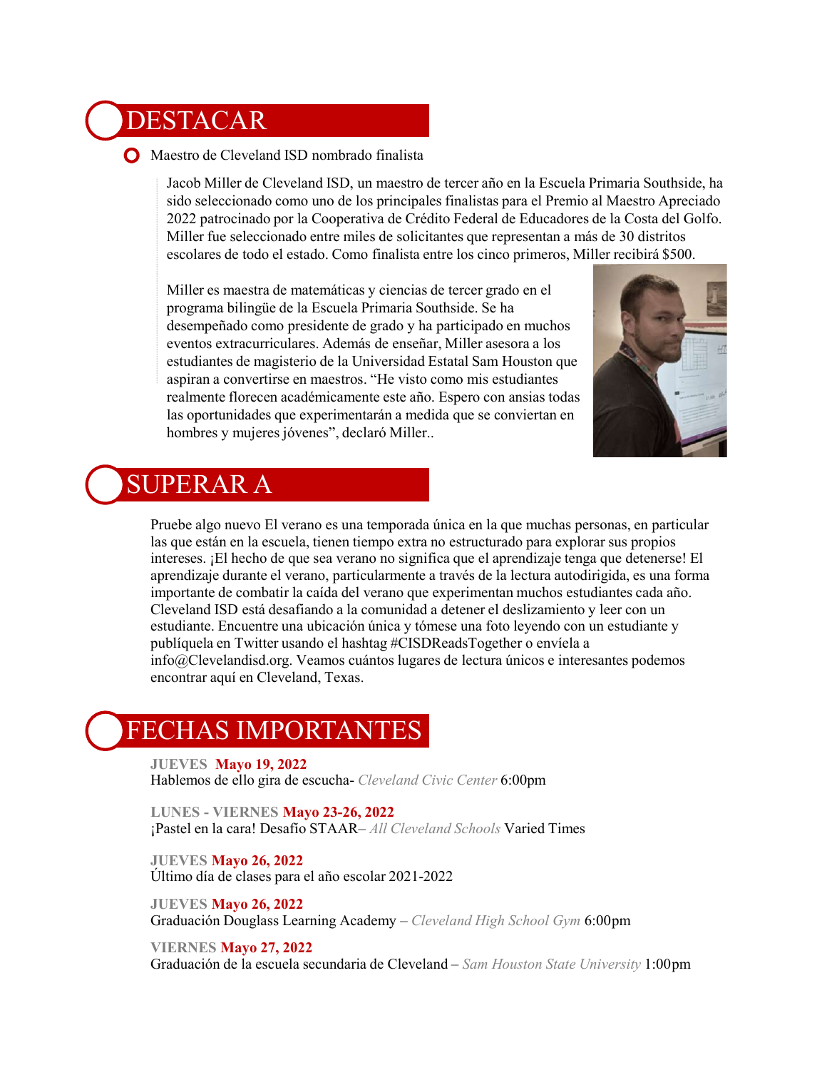# DESTACAR

- Maestro de Cleveland ISD nombrado finalista

Jacob Miller de Cleveland ISD, un maestro de tercer año en la Escuela Primaria Southside, ha sido seleccionado como uno de los principales finalistas para el Premio al Maestro Apreciado 2022 patrocinado por la Cooperativa de Crédito Federal de Educadores de la Costa del Golfo. Miller fue seleccionado entre miles de solicitantes que representan a más de 30 distritos escolares de todo el estado. Como finalista entre los cinco primeros, Miller recibirá $500.

Miller es maestra de matemáticas y ciencias de tercer grado en el programa bilingüe de la Escuela Primaria Southside. Se ha desempeñado como presidente de grado y ha participado en muchos eventos extracurriculares. Además de enseñar, Miller asesora a los estudiantes de magisterio de la Universidad Estatal Sam Houston que aspiran a convertirse en maestros. "He visto como mis estudiantes realmente florecen académicamente este año. Espero con ansias todas las oportunidades que experimentarán a medida que se conviertan en hombres y mujeres jóvenes", declaró Miller..

# SUPERAR A

Pruebe algo nuevo El verano es una temporada única en la que muchas personas, en particular las que están en la escuela, tienen tiempo extra no estructurado para explorar sus propios intereses. ¡El hecho de que sea verano no significa que el aprendizaje tenga que detenerse! El aprendizaje durante el verano, particularmente a través de la lectura autodirigida, es una forma importante de combatir la caída del verano que experimentan muchos estudiantes cada año. Cleveland ISD está desafiando a la comunidad a detener el deslizamiento y leer con un estudiante. Encuentre una ubicación única y tómese una foto leyendo con un estudiante y publíquela en Twitter usando el hashtag #CISDReadsTogether o envíela a info@Clevelandisd.org. Veamos cuántos lugares de lectura únicos e interesantes podemos encontrar aquí en Cleveland, Texas.

# FECHAS IMPORTANTES

**JUEVES** **Mayo 19, 2022**
Hablemos de ello gira de escucha- *Cleveland Civic Center* 6:00pm

**LUNES - VIERNES** **Mayo 23-26, 2022**
¡Pastel en la cara! Desafío STAAR– *All Cleveland Schools* Varied Times

**JUEVES** **Mayo 26, 2022**
Último día de clases para el año escolar 2021-2022

**JUEVES** **Mayo 26, 2022**
Graduación Douglass Learning Academy – *Cleveland High School Gym* 6:00pm

**VIERNES** **Mayo 27, 2022**
Graduación de la escuela secundaria de Cleveland – *Sam Houston State University* 1:00pm